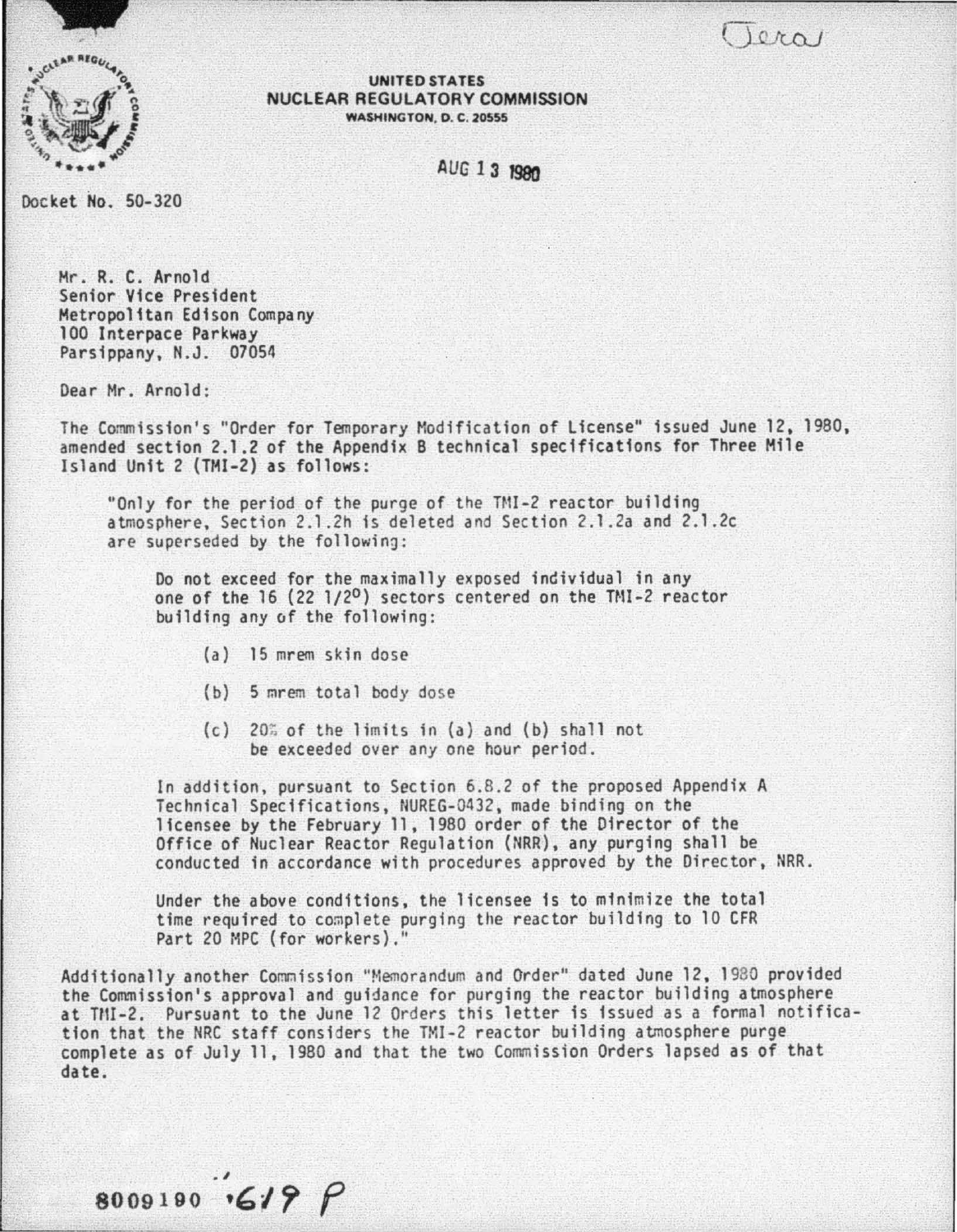Jerai

UNITED STATES
NUCLEAR REGULATORY COMMISSION
WASHINGTON, D. C. 20555

AUG 13 1980

Docket No. 50-320

Mr. R. C. Arnold
Senior Vice President
Metropolitan Edison Company
100 Interpace Parkway
Parsippany, N.J. 07054

Dear Mr. Arnold:

The Commission's "Order for Temporary Modification of License" issued June 12, 1980, amended section 2.1.2 of the Appendix B technical specifications for Three Mile Island Unit 2 (TMI-2) as follows:

> "Only for the period of the purge of the TMI-2 reactor building atmosphere, Section 2.1.2h is deleted and Section 2.1.2a and 2.1.2c are superseded by the following:
>
> Do not exceed for the maximally exposed individual in any one of the 16 (22 1/2°) sectors centered on the TMI-2 reactor building any of the following:
>
> (a) 15 mrem skin dose
>
> (b) 5 mrem total body dose
>
> (c) 20% of the limits in (a) and (b) shall not be exceeded over any one hour period.
>
> In addition, pursuant to Section 6.8.2 of the proposed Appendix A Technical Specifications, NUREG-0432, made binding on the licensee by the February 11, 1980 order of the Director of the Office of Nuclear Reactor Regulation (NRR), any purging shall be conducted in accordance with procedures approved by the Director, NRR.
>
> Under the above conditions, the licensee is to minimize the total time required to complete purging the reactor building to 10 CFR Part 20 MPC (for workers)."

Additionally another Commission "Memorandum and Order" dated June 12, 1980 provided the Commission's approval and guidance for purging the reactor building atmosphere at TMI-2. Pursuant to the June 12 Orders this letter is issued as a formal notification that the NRC staff considers the TMI-2 reactor building atmosphere purge complete as of July 11, 1980 and that the two Commission Orders lapsed as of that date.

8009190 619 P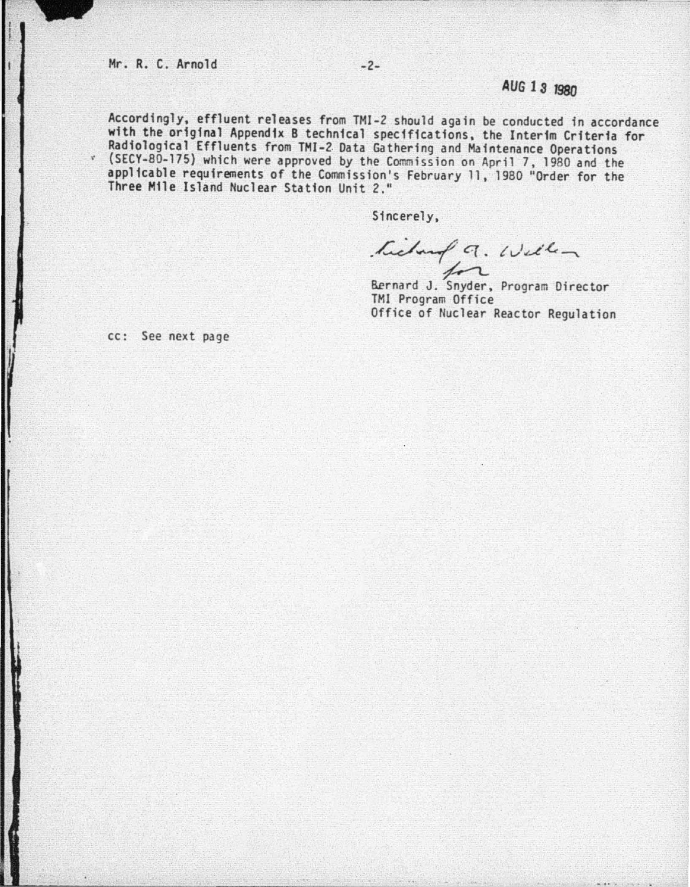Mr. R. C. Arnold

AUG 13 1980

Accordingly, effluent releases from TMI-2 should again be conducted in accordance with the original Appendix B technical specifications, the Interim Criteria for Radiological Effluents from TMI-2 Data Gathering and Maintenance Operations (SECY-80-175) which were approved by the Commission on April 7, 1980 and the applicable requirements of the Commission's February 11, 1980 "Order for the Three Mile Island Nuclear Station Unit 2."

Sincerely,

Richard A. Weller
for
Bernard J. Snyder, Program Director
TMI Program Office
Office of Nuclear Reactor Regulation

cc: See next page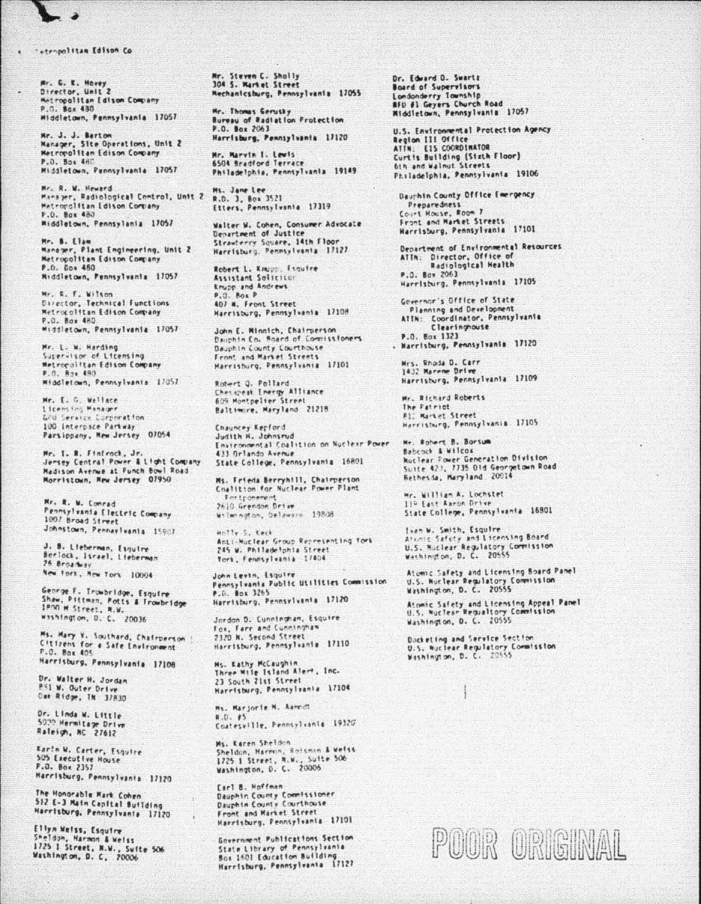Metropolitan Edison Co

Mr. G. K. Hovey
Director, Unit 2
Metropolitan Edison Company
P.O. Box 480
Middletown, Pennsylvania 17057

Mr. J. J. Barton
Manager, Site Operations, Unit 2
Metropolitan Edison Company
P.O. Box 480
Middletown, Pennsylvania 17057

Mr. R. W. Heward
Manager, Radiological Control, Unit 2
Metropolitan Edison Company
P.O. Box 480
Middletown, Pennsylania 17057

Mr. B. Elam
Manager, Plant Engineering, Unit 2
Metropolitan Edison Company
P.O. Box 480
Middletown, Pennsylvania 17057

Mr. R. F. Wilson
Director, Technical Functions
Metropolitan Edison Company
P.O. Box 480
Middletown, Pennsylvania 17057

Mr. L. W. Harding
Supervisor of Licensing
Metropolitan Edison Company
P.O. Box 480
Middletown, Pennsylvania 17057

Mr. E. G. Wallace
Licensing Manager
GPU Service Corporation
100 Interpace Parkway
Parsippany, New Jersey 07054

Mr. I. R. Finfrock, Jr.
Jersey Central Power & Light Company
Madison Avenue at Punch Bowl Road
Morristown, New Jersey 07950

Mr. R. W. Conrad
Pennsylvania Electric Company
1007 Broad Street
Johnstown, Pennsylvania 15907

J. B. Lieberman, Esquire
Berlock, Israel, Lieberman
26 Broadway
New York, New York 10004

George F. Trowbridge, Esquire
Shaw, Pittman, Potts & Trowbridge
1800 M Street, N.W.
Washington, D. C. 20036

Ms. Mary V. Southard, Chairperson
Citizens for a Safe Environment
P.O. Box 405
Harrisburg, Pennsylvania 17108

Dr. Walter H. Jordan
881 W. Outer Drive
Oak Ridge, TN 37830

Dr. Linda W. Little
5000 Hermitage Drive
Raleigh, NC 27612

Karin W. Carter, Esquire
505 Executive House
P.O. Box 2357
Harrisburg, Pennsylvania 17120

The Honorable Mark Cohen
512 E-3 Main Capital Building
Harrisburg, Pennsylvania 17120

Ellyn Weiss, Esquire
Sheldon, Harmon & Weiss
1725 I Street, N.W., Suite 506
Washington, D. C. 20006

Mr. Steven C. Sholly
304 S. Market Street
Mechanicsburg, Pennsylvania 17055

Mr. Thomas Gerusky
Bureau of Radiation Protection
P.O. Box 2063
Harrisburg, Pennsylvania 17120

Mr. Marvin I. Lewis
6504 Bradford Terrace
Philadelphia, Pennsylvania 19149

Ms. Jane Lee
R.D. 3, Box 3521
Etters, Pennsylvania 17319

Walter W. Cohen, Consumer Advocate
Department of Justice
Strawberry Square, 14th Floor
Harrisburg, Pennsylvania 17127

Robert L. Knupp, Esquire
Assistant Solicitor
Knupp and Andrews
P.O. Box P
407 N. Front Street
Harrisburg, Pennsylvania 17108

John E. Minnich, Chairperson
Dauphin Co. Board of Commissioners
Dauphin County Courthouse
Front and Market Streets
Harrisburg, Pennsylvania 17101

Robert Q. Pollard
Chesapeak Energy Alliance
609 Montpelier Street
Baltimore, Maryland 21218

Chauncey Kepford
Judith H. Johnsrud
Environmental Coalition on Nuclear Power
433 Orlando Avenue
State College, Pennsylvania 16801

Ms. Frieda Berryhill, Chairperson
Coalition for Nuclear Power Plant
Postponement
2610 Grendon Drive
Wilmington, Delaware 19808

Holly S. Keck
Anti-Nuclear Group Representing York
245 W. Philadelphia Street
York, Pennsylvania 17404

John Levin, Esquire
Pennsylvania Public Utilities Commission
P.O. Box 3265
Harrisburg, Pennsylvania 17120

Jordon D. Cunningham, Esquire
Fox, Farr and Cunningham
2320 N. Second Street
Harrisburg, Pennsylvania 17110

Ms. Kathy McCaughin
Three Mile Island Alert, Inc.
23 South 21st Street
Harrisburg, Pennsylvania 17104

Ms. Marjorie M. Aamodt
R.D. #5
Coatesville, Pennsylvania 19320

Ms. Karen Sheldon
Sheldon, Harmon, Roisman & Weiss
1725 I Street, N.W., Suite 506
Washington, D. C. 20006

Earl B. Hoffman
Dauphin County Commissioner
Dauphin County Courthouse
Front and Market Street
Harrisburg, Pennsylvania 17101

Government Publications Section
State Library of Pennsylvania
Box 1601 Education Building
Harrisburg, Pennsylvania 17127

Dr. Edward O. Swartz
Board of Supervisors
Londonderry Township
RFD #1 Geyers Church Road
Middletown, Pennsylvania 17057

U.S. Environmental Protection Agency
Region III Office
ATTN: EIS COORDINATOR
Curtis Building (Sixth Floor)
6th and Walnut Streets
Philadelphia, Pennsylvania 19106

Dauphin County Office Emergency
Preparedness
Court House, Room 7
Front and Market Streets
Harrisburg, Pennsylvania 17101

Department of Environmental Resources
ATTN: Director, Office of
Radiological Health
P.O. Box 2063
Harrisburg, Pennsylvania 17105

Governor's Office of State
Planning and Development
ATTN: Coordinator, Pennsylvania
Clearinghouse
P.O. Box 1323
Harrisburg, Pennsylvania 17120

Mrs. Rhoda D. Carr
1432 Marene Drive
Harrisburg, Pennsylvania 17109

Mr. Richard Roberts
The Patriot
812 Market Street
Harrisburg, Pennsylvania 17105

Mr. Robert B. Borsum
Babcock & Wilcox
Nuclear Power Generation Division
Suite 420, 7735 Old Georgetown Road
Bethesda, Maryland 20014

Mr. William A. Lochstet
119 East Aaron Drive
State College, Pennsylvania 16801

Ivan W. Smith, Esquire
Atomic Safety and Licensing Board
U.S. Nuclear Regulatory Commission
Washington, D. C. 20555

Atomic Safety and Licensing Board Panel
U.S. Nuclear Regulatory Commission
Washington, D. C. 20555

Atomic Safety and Licensing Appeal Panel
U.S. Nuclear Regulatory Commission
Washington, D. C. 20555

Docketing and Service Section
U.S. Nuclear Regulatory Commission
Washington, D. C. 20555

POOR ORIGINAL